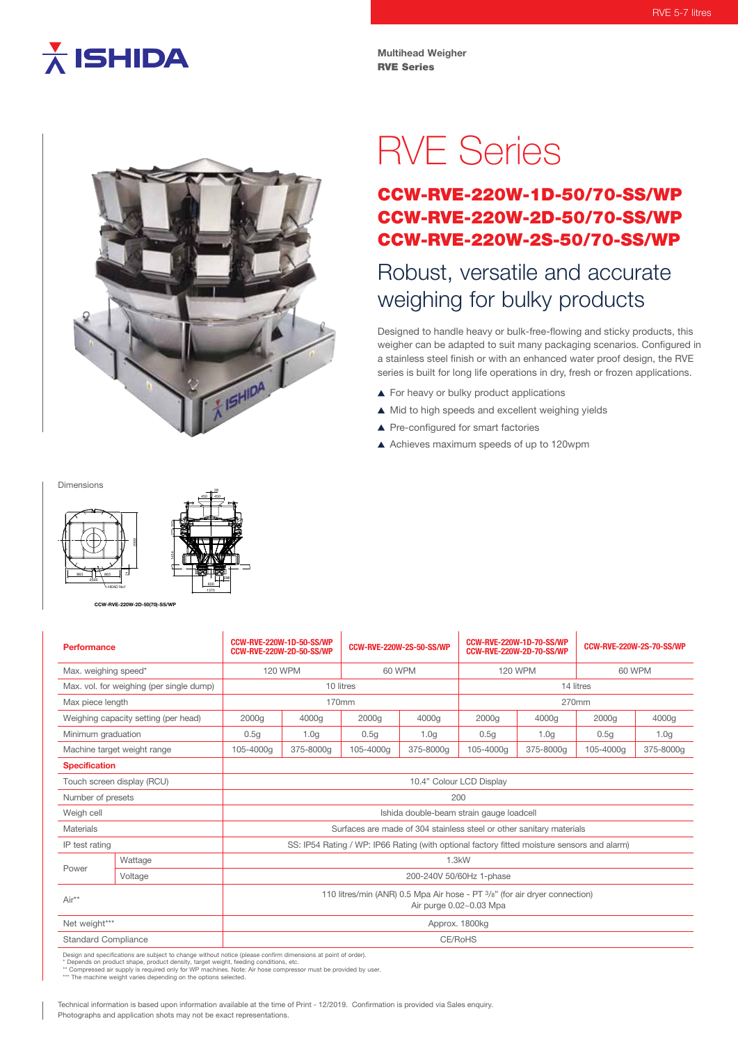RVE 5-7 litres

Multihead Weigher
**RVE Series**

# RVE Series

## CCW-RVE-220W-1D-50/70-SS/WP
## CCW-RVE-220W-2D-50/70-SS/WP
## CCW-RVE-220W-2S-50/70-SS/WP

### Robust, versatile and accurate weighing for bulky products

Designed to handle heavy or bulk-free-flowing and sticky products, this weigher can be adapted to suit many packaging scenarios. Configured in a stainless steel finish or with an enhanced water proof design, the RVE series is built for long life operations in dry, fresh or frozen applications.

- ▲ For heavy or bulky product applications
- ▲ Mid to high speeds and excellent weighing yields
- ▲ Pre-configured for smart factories
- ▲ Achieves maximum speeds of up to 120wpm

Dimensions

CCW-RVE-220W-2D-50(70)-SS/WP

| Performance | | CCW-RVE-220W-1D-50-SS/WP CCW-RVE-220W-2D-50-SS/WP | | CCW-RVE-220W-2S-50-SS/WP | | CCW-RVE-220W-1D-70-SS/WP CCW-RVE-220W-2D-70-SS/WP | | CCW-RVE-220W-2S-70-SS/WP | |
|---|---|---|---|---|---|---|---|---|---|
| Max. weighing speed* | | 120 WPM | | 60 WPM | | 120 WPM | | 60 WPM | |
| Max. vol. for weighing (per single dump) | | 10 litres | | | | 14 litres | | | |
| Max piece length | | 170mm | | | | 270mm | | | |
| Weighing capacity setting (per head) | | 2000g | 4000g | 2000g | 4000g | 2000g | 4000g | 2000g | 4000g |
| Minimum graduation | | 0.5g | 1.0g | 0.5g | 1.0g | 0.5g | 1.0g | 0.5g | 1.0g |
| Machine target weight range | | 105-4000g | 375-8000g | 105-4000g | 375-8000g | 105-4000g | 375-8000g | 105-4000g | 375-8000g |
| **Specification** | | | | | | | | | |
| Touch screen display (RCU) | | 10.4" Colour LCD Display | | | | | | | |
| Number of presets | | 200 | | | | | | | |
| Weigh cell | | Ishida double-beam strain gauge loadcell | | | | | | | |
| Materials | | Surfaces are made of 304 stainless steel or other sanitary materials | | | | | | | |
| IP test rating | | SS: IP54 Rating / WP: IP66 Rating (with optional factory fitted moisture sensors and alarm) | | | | | | | |
| Power | Wattage | 1.3kW | | | | | | | |
| | Voltage | 200-240V 50/60Hz 1-phase | | | | | | | |
| Air** | | 110 litres/min (ANR) 0.5 Mpa Air hose - PT 3/8" (for air dryer connection) Air purge 0.02~0.03 Mpa | | | | | | | |
| Net weight*** | | Approx. 1800kg | | | | | | | |
| Standard Compliance | | CE/RoHS | | | | | | | |

Design and specifications are subject to change without notice (please confirm dimensions at point of order).
* Depends on product shape, product density, target weight, feeding conditions, etc.
** Compressed air supply is required only for WP machines. Note: Air hose compressor must be provided by user.
*** The machine weight varies depending on the options selected.

Technical information is based upon information available at the time of Print - 12/2019. Confirmation is provided via Sales enquiry.
Photographs and application shots may not be exact representations.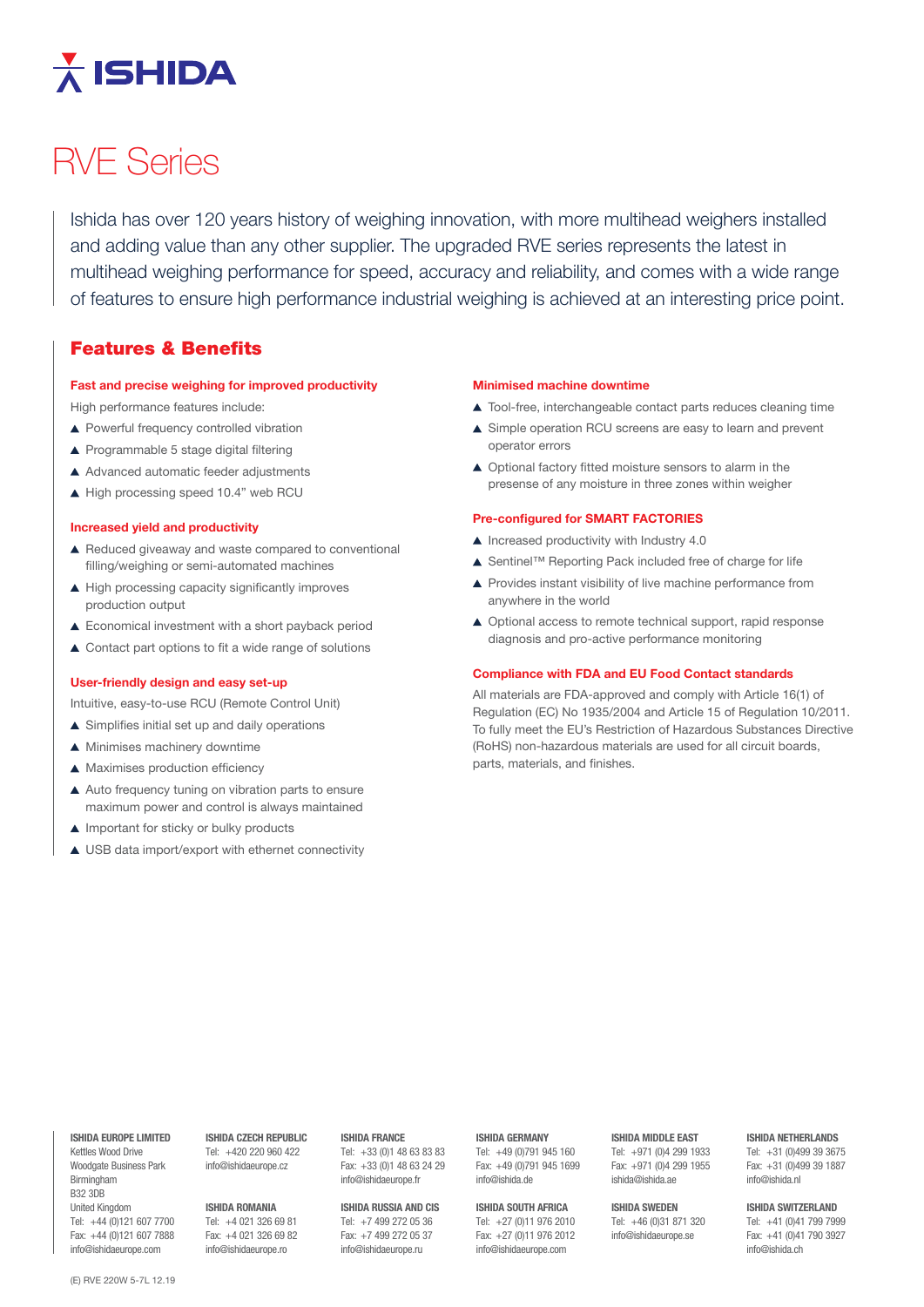# RVE Series

Ishida has over 120 years history of weighing innovation, with more multihead weighers installed and adding value than any other supplier. The upgraded RVE series represents the latest in multihead weighing performance for speed, accuracy and reliability, and comes with a wide range of features to ensure high performance industrial weighing is achieved at an interesting price point.

## Features & Benefits

### Fast and precise weighing for improved productivity

High performance features include:

- Powerful frequency controlled vibration
- Programmable 5 stage digital filtering
- Advanced automatic feeder adjustments
- High processing speed 10.4" web RCU

### Increased yield and productivity

- Reduced giveaway and waste compared to conventional filling/weighing or semi-automated machines
- High processing capacity significantly improves production output
- Economical investment with a short payback period
- Contact part options to fit a wide range of solutions

### User-friendly design and easy set-up

Intuitive, easy-to-use RCU (Remote Control Unit)

- Simplifies initial set up and daily operations
- Minimises machinery downtime
- Maximises production efficiency
- Auto frequency tuning on vibration parts to ensure maximum power and control is always maintained
- Important for sticky or bulky products
- USB data import/export with ethernet connectivity

### Minimised machine downtime

- Tool-free, interchangeable contact parts reduces cleaning time
- Simple operation RCU screens are easy to learn and prevent operator errors
- Optional factory fitted moisture sensors to alarm in the presense of any moisture in three zones within weigher

### Pre-configured for SMART FACTORIES

- Increased productivity with Industry 4.0
- Sentinel™ Reporting Pack included free of charge for life
- Provides instant visibility of live machine performance from anywhere in the world
- Optional access to remote technical support, rapid response diagnosis and pro-active performance monitoring

### Compliance with FDA and EU Food Contact standards

All materials are FDA-approved and comply with Article 16(1) of Regulation (EC) No 1935/2004 and Article 15 of Regulation 10/2011. To fully meet the EU's Restriction of Hazardous Substances Directive (RoHS) non-hazardous materials are used for all circuit boards, parts, materials, and finishes.

**ISHIDA EUROPE LIMITED**
Kettles Wood Drive
Woodgate Business Park
Birmingham
B32 3DB
United Kingdom
Tel: +44 (0)121 607 7700
Fax: +44 (0)121 607 7888
info@ishidaeurope.com

**ISHIDA CZECH REPUBLIC**
Tel: +420 220 960 422
info@ishidaeurope.cz

**ISHIDA ROMANIA**
Tel: +4 021 326 69 81
Fax: +4 021 326 69 82
info@ishidaeurope.ro

**ISHIDA FRANCE**
Tel: +33 (0)1 48 63 83 83
Fax: +33 (0)1 48 63 24 29
info@ishidaeurope.fr

**ISHIDA RUSSIA AND CIS**
Tel: +7 499 272 05 36
Fax: +7 499 272 05 37
info@ishidaeurope.ru

**ISHIDA GERMANY**
Tel: +49 (0)791 945 160
Fax: +49 (0)791 945 1699
info@ishida.de

**ISHIDA SOUTH AFRICA**
Tel: +27 (0)11 976 2010
Fax: +27 (0)11 976 2012
info@ishidaeurope.com

**ISHIDA MIDDLE EAST**
Tel: +971 (0)4 299 1933
Fax: +971 (0)4 299 1955
ishida@ishida.ae

**ISHIDA SWEDEN**
Tel: +46 (0)31 871 320
info@ishidaeurope.se

**ISHIDA NETHERLANDS**
Tel: +31 (0)499 39 3675
Fax: +31 (0)499 39 1887
info@ishida.nl

**ISHIDA SWITZERLAND**
Tel: +41 (0)41 799 7999
Fax: +41 (0)41 790 3927
info@ishida.ch

(E) RVE 220W 5-7L 12.19